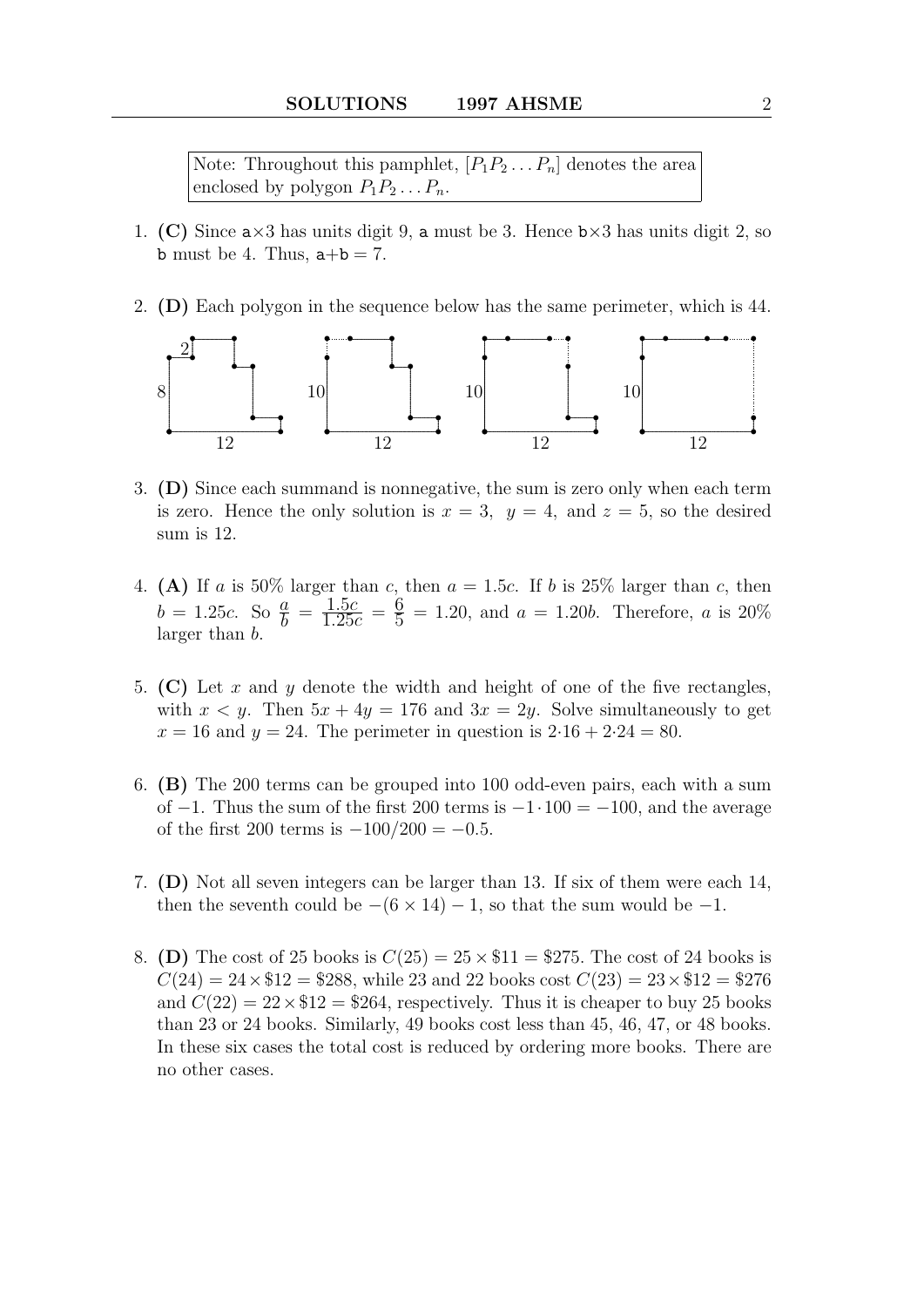Note: Throughout this pamphlet, $[P_1P_2 \ldots P_n]$ denotes the area enclosed by polygon $P_1P_2 \ldots P_n$.

1. **(C)** Since $\mathtt{a}\times 3$ has units digit 9, $\mathtt{a}$ must be 3. Hence $\mathtt{b}\times 3$ has units digit 2, so $\mathtt{b}$ must be 4. Thus, $\mathtt{a}+\mathtt{b} = 7$.

2. **(D)** Each polygon in the sequence below has the same perimeter, which is 44.

3. **(D)** Since each summand is nonnegative, the sum is zero only when each term is zero. Hence the only solution is $x = 3$, $y = 4$, and $z = 5$, so the desired sum is 12.

4. **(A)** If $a$ is 50% larger than $c$, then $a = 1.5c$. If $b$ is 25% larger than $c$, then $b = 1.25c$. So $\frac{a}{b} = \frac{1.5c}{1.25c} = \frac{6}{5} = 1.20$, and $a = 1.20b$. Therefore, $a$ is 20% larger than $b$.

5. **(C)** Let $x$ and $y$ denote the width and height of one of the five rectangles, with $x < y$. Then $5x + 4y = 176$ and $3x = 2y$. Solve simultaneously to get $x = 16$ and $y = 24$. The perimeter in question is $2\cdot16 + 2\cdot24 = 80$.

6. **(B)** The 200 terms can be grouped into 100 odd-even pairs, each with a sum of $-1$. Thus the sum of the first 200 terms is $-1\cdot 100 = -100$, and the average of the first 200 terms is $-100/200 = -0.5$.

7. **(D)** Not all seven integers can be larger than 13. If six of them were each 14, then the seventh could be $-(6 \times 14) - 1$, so that the sum would be $-1$.

8. **(D)** The cost of 25 books is $C(25) = 25 \times \$11 = \$275$. The cost of 24 books is $C(24) = 24 \times \$12 = \$288$, while 23 and 22 books cost $C(23) = 23 \times \$12 = \$276$ and $C(22) = 22 \times \$12 = \$264$, respectively. Thus it is cheaper to buy 25 books than 23 or 24 books. Similarly, 49 books cost less than 45, 46, 47, or 48 books. In these six cases the total cost is reduced by ordering more books. There are no other cases.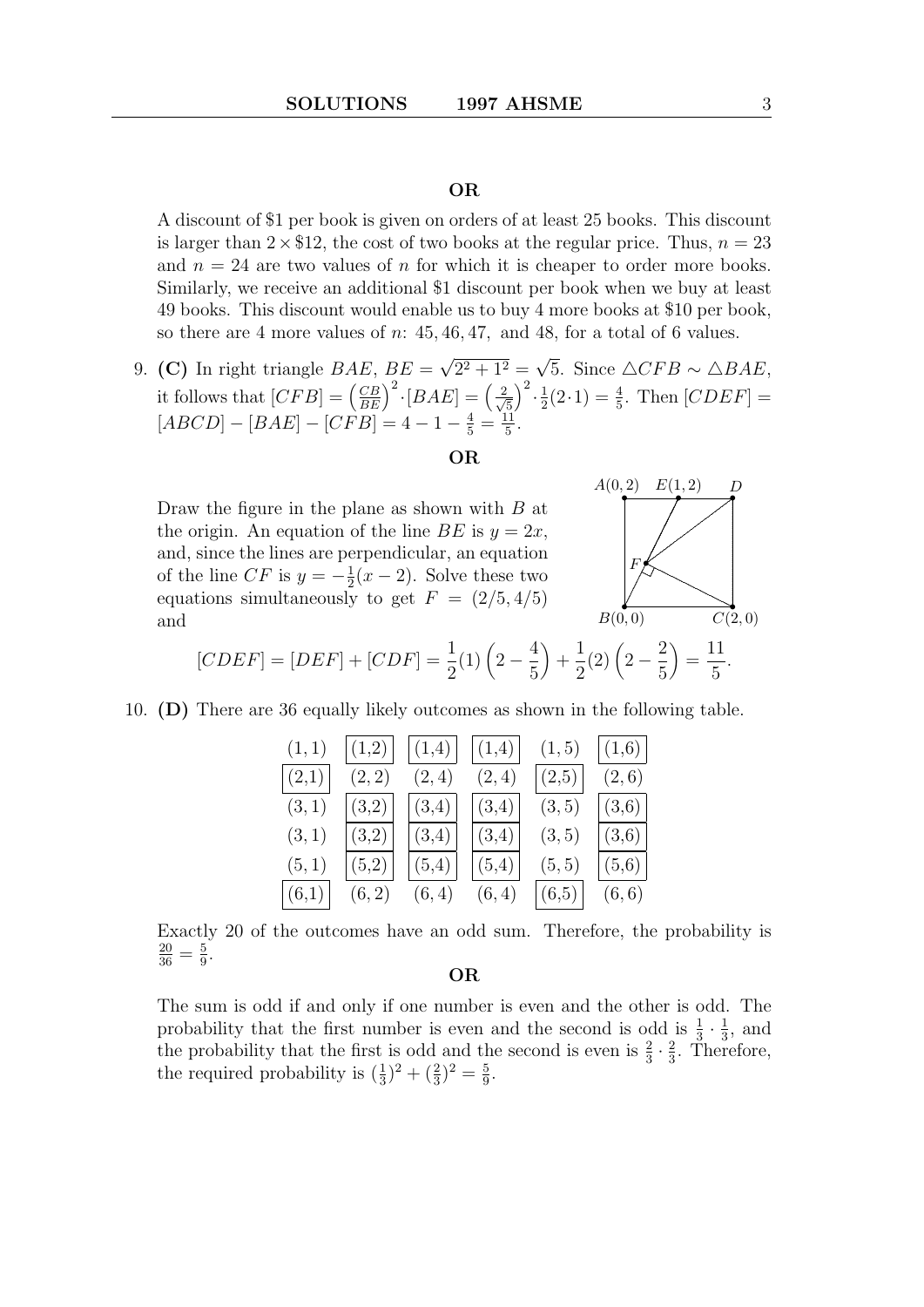**OR**

A discount of \$1 per book is given on orders of at least 25 books. This discount is larger than $2 \times \$12$, the cost of two books at the regular price. Thus, $n = 23$ and $n = 24$ are two values of $n$ for which it is cheaper to order more books. Similarly, we receive an additional \$1 discount per book when we buy at least 49 books. This discount would enable us to buy 4 more books at \$10 per book, so there are 4 more values of $n$: $45, 46, 47,$ and $48$, for a total of 6 values.

9. **(C)** In right triangle $BAE$, $BE = \sqrt{2^2 + 1^2} = \sqrt{5}$. Since $\triangle CFB \sim \triangle BAE$, it follows that $[CFB] = \left(\frac{CB}{BE}\right)^2 \cdot [BAE] = \left(\frac{2}{\sqrt{5}}\right)^2 \cdot \frac{1}{2}(2 \cdot 1) = \frac{4}{5}$. Then $[CDEF] = [ABCD] - [BAE] - [CFB] = 4 - 1 - \frac{4}{5} = \frac{11}{5}$.

**OR**

Draw the figure in the plane as shown with $B$ at the origin. An equation of the line $BE$ is $y = 2x$, and, since the lines are perpendicular, an equation of the line $CF$ is $y = -\frac{1}{2}(x - 2)$. Solve these two equations simultaneously to get $F = (2/5, 4/5)$ and

$$[CDEF] = [DEF] + [CDF] = \frac{1}{2}(1)\left(2 - \frac{4}{5}\right) + \frac{1}{2}(2)\left(2 - \frac{2}{5}\right) = \frac{11}{5}.$$

10. **(D)** There are 36 equally likely outcomes as shown in the following table.

| | | | | | |
|---|---|---|---|---|---|
| (1, 1) | [(1,2)] | [(1,4)] | [(1,4)] | (1, 5) | [(1,6)] |
| [(2,1)] | (2, 2) | (2, 4) | (2, 4) | [(2,5)] | (2, 6) |
| (3, 1) | [(3,2)] | [(3,4)] | [(3,4)] | (3, 5) | [(3,6)] |
| (3, 1) | [(3,2)] | [(3,4)] | [(3,4)] | (3, 5) | [(3,6)] |
| (5, 1) | [(5,2)] | [(5,4)] | [(5,4)] | (5, 5) | [(5,6)] |
| [(6,1)] | (6, 2) | (6, 4) | (6, 4) | [(6,5)] | (6, 6) |

Exactly 20 of the outcomes have an odd sum. Therefore, the probability is $\frac{20}{36} = \frac{5}{9}$.

**OR**

The sum is odd if and only if one number is even and the other is odd. The probability that the first number is even and the second is odd is $\frac{1}{3} \cdot \frac{1}{3}$, and the probability that the first is odd and the second is even is $\frac{2}{3} \cdot \frac{2}{3}$. Therefore, the required probability is $(\frac{1}{3})^2 + (\frac{2}{3})^2 = \frac{5}{9}$.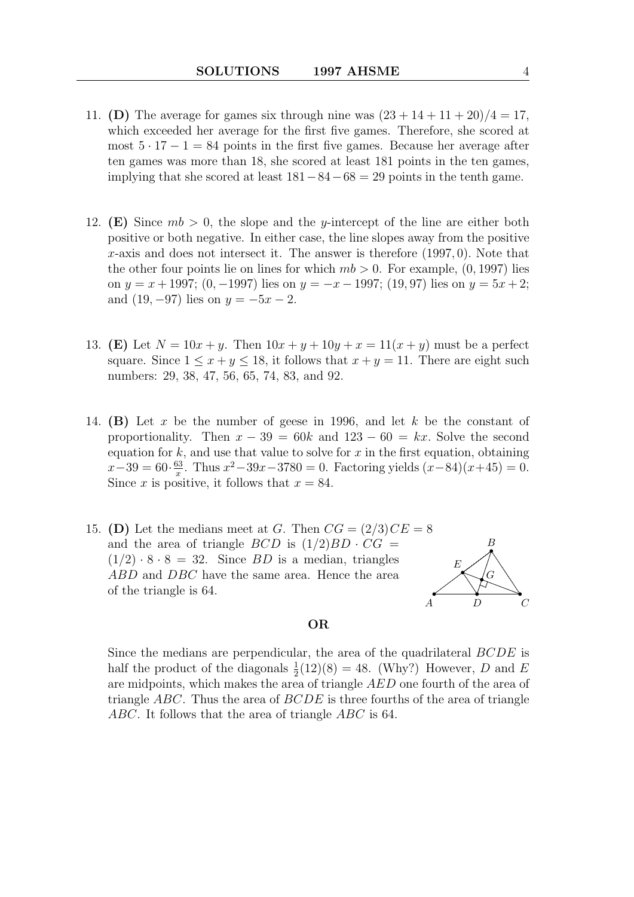11. **(D)** The average for games six through nine was $(23 + 14 + 11 + 20)/4 = 17$, which exceeded her average for the first five games. Therefore, she scored at most $5 \cdot 17 - 1 = 84$ points in the first five games. Because her average after ten games was more than 18, she scored at least 181 points in the ten games, implying that she scored at least $181 - 84 - 68 = 29$ points in the tenth game.

12. **(E)** Since $mb > 0$, the slope and the $y$-intercept of the line are either both positive or both negative. In either case, the line slopes away from the positive $x$-axis and does not intersect it. The answer is therefore $(1997, 0)$. Note that the other four points lie on lines for which $mb > 0$. For example, $(0, 1997)$ lies on $y = x + 1997$; $(0, -1997)$ lies on $y = -x - 1997$; $(19, 97)$ lies on $y = 5x + 2$; and $(19, -97)$ lies on $y = -5x - 2$.

13. **(E)** Let $N = 10x + y$. Then $10x + y + 10y + x = 11(x + y)$ must be a perfect square. Since $1 \leq x + y \leq 18$, it follows that $x + y = 11$. There are eight such numbers: 29, 38, 47, 56, 65, 74, 83, and 92.

14. **(B)** Let $x$ be the number of geese in 1996, and let $k$ be the constant of proportionality. Then $x - 39 = 60k$ and $123 - 60 = kx$. Solve the second equation for $k$, and use that value to solve for $x$ in the first equation, obtaining $x - 39 = 60 \cdot \frac{63}{x}$. Thus $x^2 - 39x - 3780 = 0$. Factoring yields $(x - 84)(x + 45) = 0$. Since $x$ is positive, it follows that $x = 84$.

15. **(D)** Let the medians meet at $G$. Then $CG = (2/3)CE = 8$ and the area of triangle $BCD$ is $(1/2)BD \cdot CG = (1/2) \cdot 8 \cdot 8 = 32$. Since $BD$ is a median, triangles $ABD$ and $DBC$ have the same area. Hence the area of the triangle is 64.

**OR**

Since the medians are perpendicular, the area of the quadrilateral $BCDE$ is half the product of the diagonals $\frac{1}{2}(12)(8) = 48$. (Why?) However, $D$ and $E$ are midpoints, which makes the area of triangle $AED$ one fourth of the area of triangle $ABC$. Thus the area of $BCDE$ is three fourths of the area of triangle $ABC$. It follows that the area of triangle $ABC$ is 64.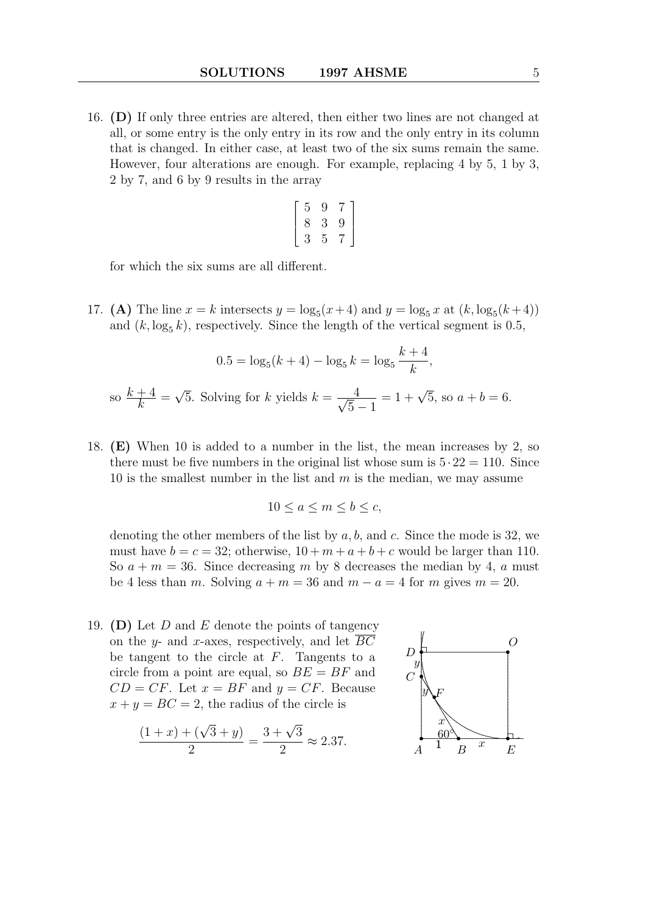16. **(D)** If only three entries are altered, then either two lines are not changed at all, or some entry is the only entry in its row and the only entry in its column that is changed. In either case, at least two of the six sums remain the same. However, four alterations are enough. For example, replacing 4 by 5, 1 by 3, 2 by 7, and 6 by 9 results in the array

$$\begin{bmatrix} 5 & 9 & 7 \\ 8 & 3 & 9 \\ 3 & 5 & 7 \end{bmatrix}$$

for which the six sums are all different.

17. **(A)** The line $x = k$ intersects $y = \log_5(x+4)$ and $y = \log_5 x$ at $(k, \log_5(k+4))$ and $(k, \log_5 k)$, respectively. Since the length of the vertical segment is 0.5,

$$0.5 = \log_5(k+4) - \log_5 k = \log_5 \frac{k+4}{k},$$

so $\dfrac{k+4}{k} = \sqrt{5}$. Solving for $k$ yields $k = \dfrac{4}{\sqrt{5}-1} = 1 + \sqrt{5}$, so $a + b = 6$.

18. **(E)** When 10 is added to a number in the list, the mean increases by 2, so there must be five numbers in the original list whose sum is $5 \cdot 22 = 110$. Since 10 is the smallest number in the list and $m$ is the median, we may assume

$$10 \le a \le m \le b \le c,$$

denoting the other members of the list by $a, b$, and $c$. Since the mode is 32, we must have $b = c = 32$; otherwise, $10 + m + a + b + c$ would be larger than 110. So $a + m = 36$. Since decreasing $m$ by 8 decreases the median by 4, $a$ must be 4 less than $m$. Solving $a + m = 36$ and $m - a = 4$ for $m$ gives $m = 20$.

19. **(D)** Let $D$ and $E$ denote the points of tangency on the $y$- and $x$-axes, respectively, and let $\overline{BC}$ be tangent to the circle at $F$. Tangents to a circle from a point are equal, so $BE = BF$ and $CD = CF$. Let $x = BF$ and $y = CF$. Because $x + y = BC = 2$, the radius of the circle is

$$\frac{(1+x) + (\sqrt{3}+y)}{2} = \frac{3+\sqrt{3}}{2} \approx 2.37.$$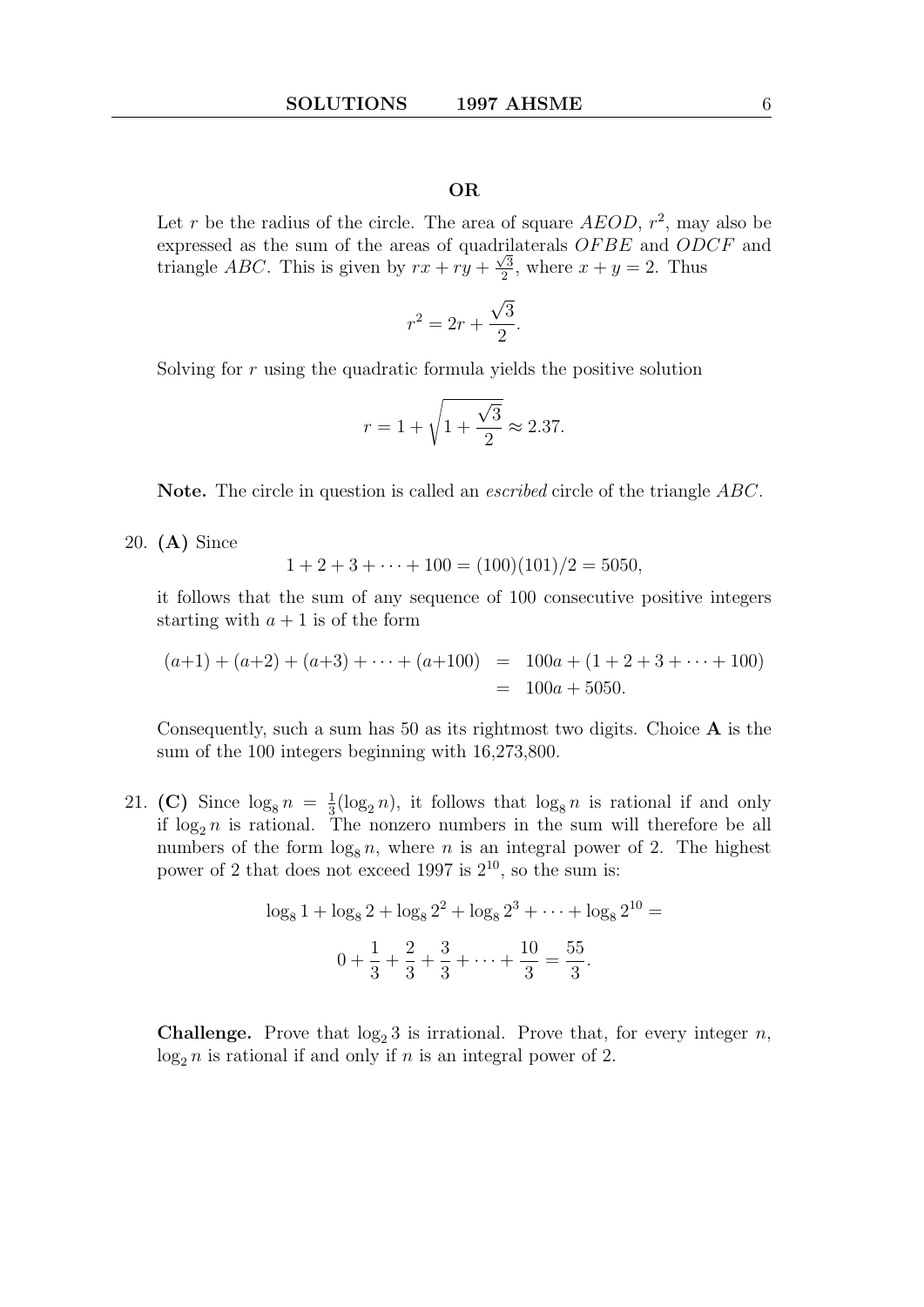**OR**

Let $r$ be the radius of the circle. The area of square $AEOD$, $r^2$, may also be expressed as the sum of the areas of quadrilaterals $OFBE$ and $ODCF$ and triangle $ABC$. This is given by $rx + ry + \frac{\sqrt{3}}{2}$, where $x + y = 2$. Thus

$$r^2 = 2r + \frac{\sqrt{3}}{2}.$$

Solving for $r$ using the quadratic formula yields the positive solution

$$r = 1 + \sqrt{1 + \frac{\sqrt{3}}{2}} \approx 2.37.$$

**Note.** The circle in question is called an *escribed* circle of the triangle $ABC$.

20. **(A)** Since

$$1 + 2 + 3 + \cdots + 100 = (100)(101)/2 = 5050,$$

it follows that the sum of any sequence of 100 consecutive positive integers starting with $a + 1$ is of the form

$$\begin{aligned}(a+1) + (a+2) + (a+3) + \cdots + (a+100) &= 100a + (1 + 2 + 3 + \cdots + 100) \\ &= 100a + 5050.\end{aligned}$$

Consequently, such a sum has 50 as its rightmost two digits. Choice **A** is the sum of the 100 integers beginning with 16,273,800.

21. **(C)** Since $\log_8 n = \frac{1}{3}(\log_2 n)$, it follows that $\log_8 n$ is rational if and only if $\log_2 n$ is rational. The nonzero numbers in the sum will therefore be all numbers of the form $\log_8 n$, where $n$ is an integral power of 2. The highest power of 2 that does not exceed 1997 is $2^{10}$, so the sum is:

$$\log_8 1 + \log_8 2 + \log_8 2^2 + \log_8 2^3 + \cdots + \log_8 2^{10} =$$

$$0 + \frac{1}{3} + \frac{2}{3} + \frac{3}{3} + \cdots + \frac{10}{3} = \frac{55}{3}.$$

**Challenge.** Prove that $\log_2 3$ is irrational. Prove that, for every integer $n$, $\log_2 n$ is rational if and only if $n$ is an integral power of 2.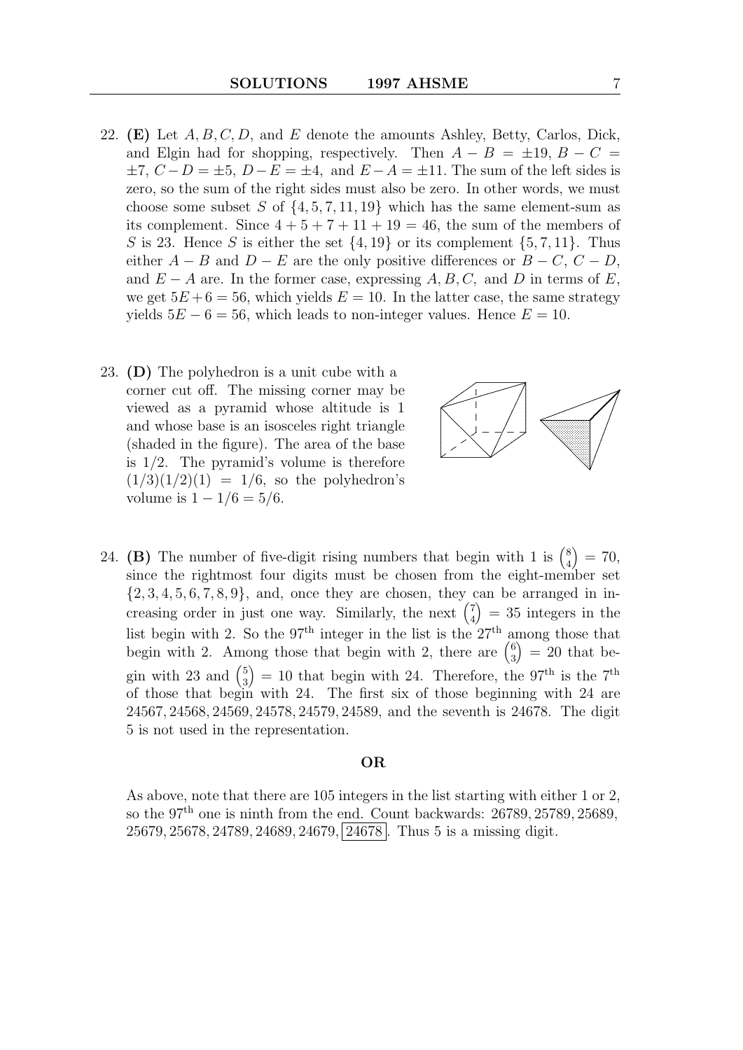22. **(E)** Let $A, B, C, D$, and $E$ denote the amounts Ashley, Betty, Carlos, Dick, and Elgin had for shopping, respectively. Then $A - B = \pm 19$, $B - C = \pm 7$, $C - D = \pm 5$, $D - E = \pm 4$, and $E - A = \pm 11$. The sum of the left sides is zero, so the sum of the right sides must also be zero. In other words, we must choose some subset $S$ of $\{4, 5, 7, 11, 19\}$ which has the same element-sum as its complement. Since $4 + 5 + 7 + 11 + 19 = 46$, the sum of the members of $S$ is 23. Hence $S$ is either the set $\{4, 19\}$ or its complement $\{5, 7, 11\}$. Thus either $A - B$ and $D - E$ are the only positive differences or $B - C$, $C - D$, and $E - A$ are. In the former case, expressing $A, B, C$, and $D$ in terms of $E$, we get $5E + 6 = 56$, which yields $E = 10$. In the latter case, the same strategy yields $5E - 6 = 56$, which leads to non-integer values. Hence $E = 10$.

23. **(D)** The polyhedron is a unit cube with a corner cut off. The missing corner may be viewed as a pyramid whose altitude is 1 and whose base is an isosceles right triangle (shaded in the figure). The area of the base is $1/2$. The pyramid's volume is therefore $(1/3)(1/2)(1) = 1/6$, so the polyhedron's volume is $1 - 1/6 = 5/6$.

24. **(B)** The number of five-digit rising numbers that begin with 1 is $\binom{8}{4} = 70$, since the rightmost four digits must be chosen from the eight-member set $\{2, 3, 4, 5, 6, 7, 8, 9\}$, and, once they are chosen, they can be arranged in increasing order in just one way. Similarly, the next $\binom{7}{4} = 35$ integers in the list begin with 2. So the $97^{\text{th}}$ integer in the list is the $27^{\text{th}}$ among those that begin with 2. Among those that begin with 2, there are $\binom{6}{3} = 20$ that begin with 23 and $\binom{5}{3} = 10$ that begin with 24. Therefore, the $97^{\text{th}}$ is the $7^{\text{th}}$ of those that begin with 24. The first six of those beginning with 24 are 24567, 24568, 24569, 24578, 24579, 24589, and the seventh is 24678. The digit 5 is not used in the representation.

**OR**

As above, note that there are 105 integers in the list starting with either 1 or 2, so the $97^{\text{th}}$ one is ninth from the end. Count backwards: 26789, 25789, 25689, 25679, 25678, 24789, 24689, 24679, $\boxed{24678}$. Thus 5 is a missing digit.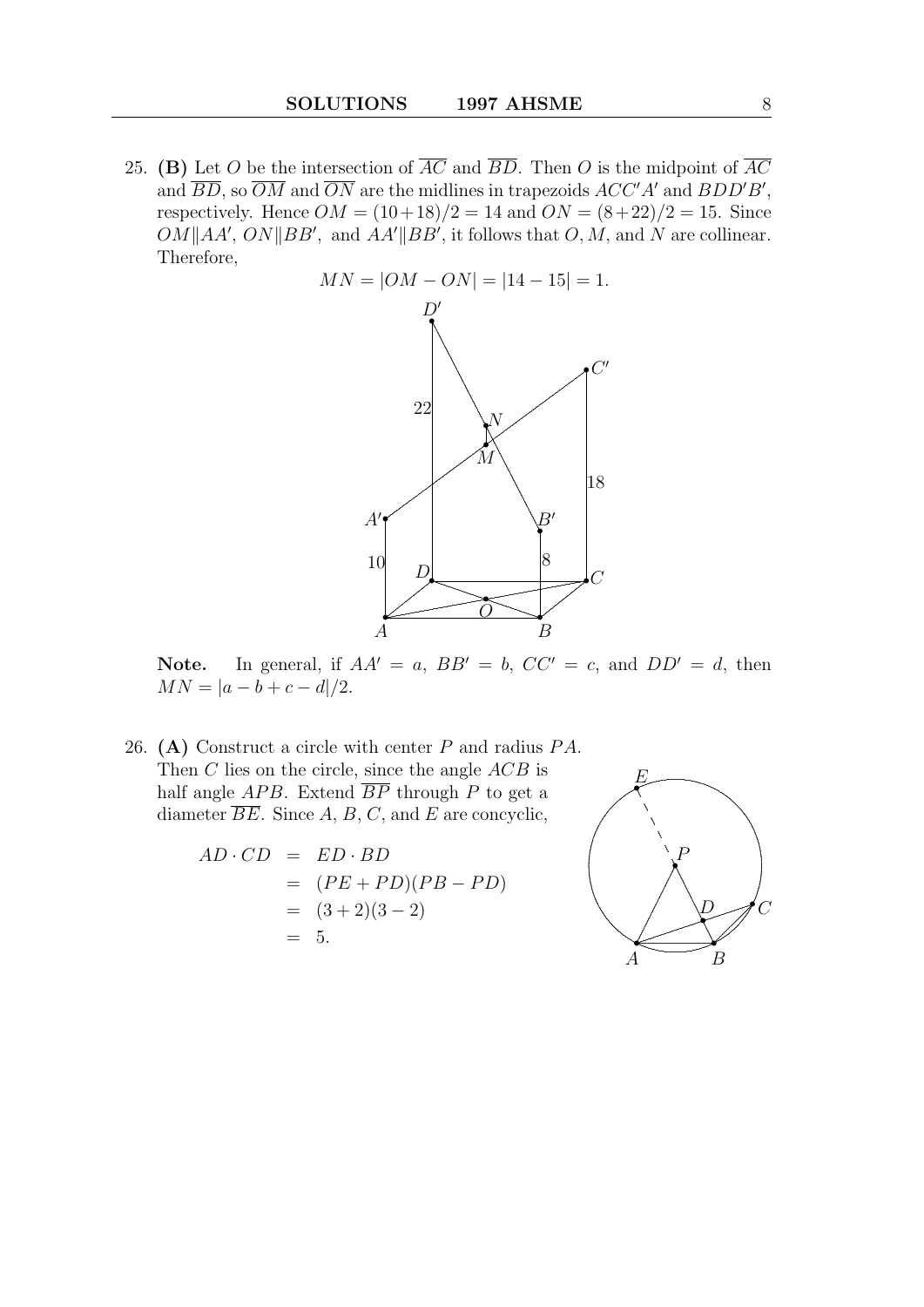25. **(B)** Let $O$ be the intersection of $\overline{AC}$ and $\overline{BD}$. Then $O$ is the midpoint of $\overline{AC}$ and $\overline{BD}$, so $\overline{OM}$ and $\overline{ON}$ are the midlines in trapezoids $ACC'A'$ and $BDD'B'$, respectively. Hence $OM = (10+18)/2 = 14$ and $ON = (8+22)/2 = 15$. Since $OM \| AA'$, $ON \| BB'$, and $AA' \| BB'$, it follows that $O, M$, and $N$ are collinear. Therefore,

$$MN = |OM - ON| = |14 - 15| = 1.$$

**Note.** In general, if $AA' = a$, $BB' = b$, $CC' = c$, and $DD' = d$, then $MN = |a - b + c - d|/2$.

26. **(A)** Construct a circle with center $P$ and radius $PA$. Then $C$ lies on the circle, since the angle $ACB$ is half angle $APB$. Extend $\overline{BP}$ through $P$ to get a diameter $\overline{BE}$. Since $A$, $B$, $C$, and $E$ are concyclic,

$$\begin{aligned} AD \cdot CD &= ED \cdot BD \\ &= (PE + PD)(PB - PD) \\ &= (3+2)(3-2) \\ &= 5. \end{aligned}$$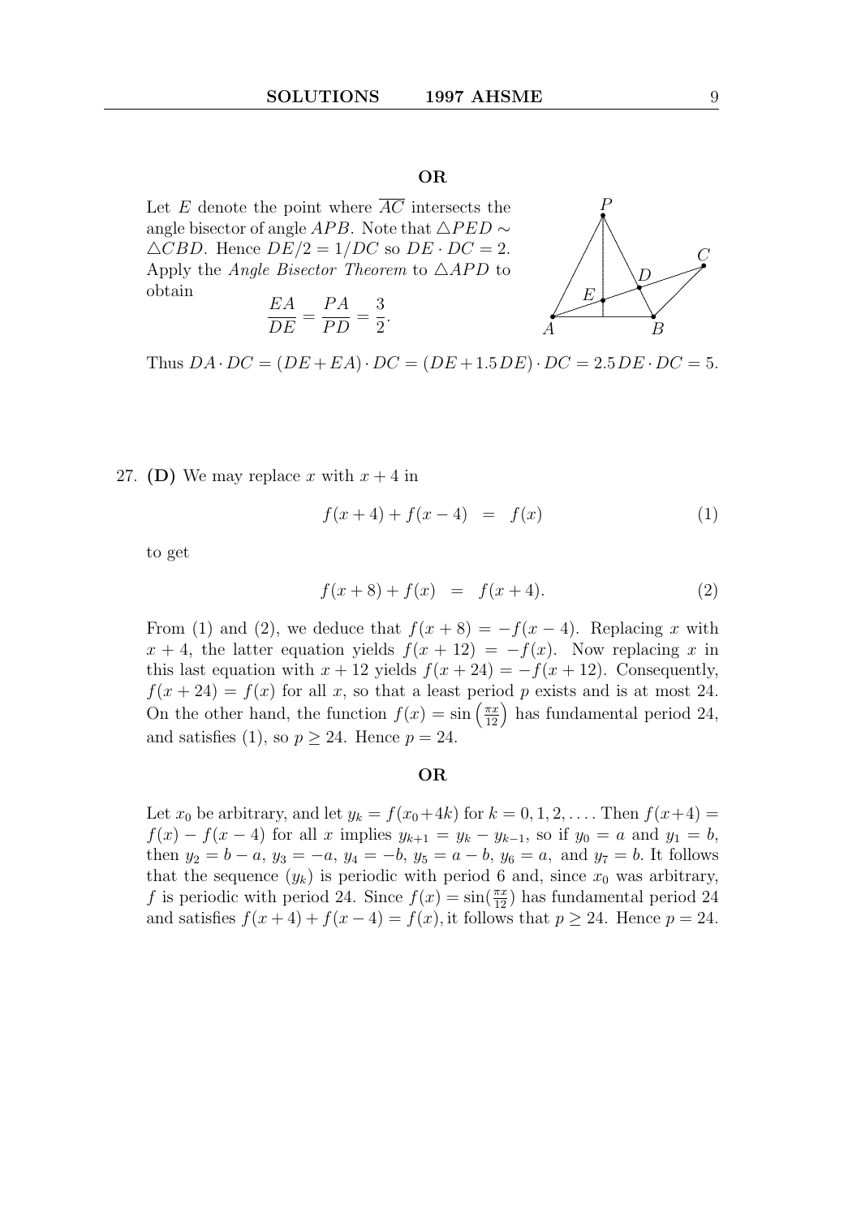**OR**

Let $E$ denote the point where $\overline{AC}$ intersects the angle bisector of angle $APB$. Note that $\triangle PED \sim \triangle CBD$. Hence $DE/2 = 1/DC$ so $DE \cdot DC = 2$. Apply the *Angle Bisector Theorem* to $\triangle APD$ to obtain

$$\frac{EA}{DE} = \frac{PA}{PD} = \frac{3}{2}.$$

Thus $DA \cdot DC = (DE + EA) \cdot DC = (DE + 1.5\,DE) \cdot DC = 2.5\,DE \cdot DC = 5.$

27. **(D)** We may replace $x$ with $x + 4$ in

$$f(x+4) + f(x-4) \;=\; f(x) \tag{1}$$

to get

$$f(x+8) + f(x) \;=\; f(x+4). \tag{2}$$

From (1) and (2), we deduce that $f(x+8) = -f(x-4)$. Replacing $x$ with $x+4$, the latter equation yields $f(x+12) = -f(x)$. Now replacing $x$ in this last equation with $x + 12$ yields $f(x+24) = -f(x+12)$. Consequently, $f(x+24) = f(x)$ for all $x$, so that a least period $p$ exists and is at most 24. On the other hand, the function $f(x) = \sin\left(\frac{\pi x}{12}\right)$ has fundamental period 24, and satisfies (1), so $p \geq 24$. Hence $p = 24$.

**OR**

Let $x_0$ be arbitrary, and let $y_k = f(x_0 + 4k)$ for $k = 0, 1, 2, \ldots$. Then $f(x+4) = f(x) - f(x-4)$ for all $x$ implies $y_{k+1} = y_k - y_{k-1}$, so if $y_0 = a$ and $y_1 = b$, then $y_2 = b - a$, $y_3 = -a$, $y_4 = -b$, $y_5 = a - b$, $y_6 = a$, and $y_7 = b$. It follows that the sequence $(y_k)$ is periodic with period 6 and, since $x_0$ was arbitrary, $f$ is periodic with period 24. Since $f(x) = \sin(\frac{\pi x}{12})$ has fundamental period 24 and satisfies $f(x+4) + f(x-4) = f(x)$, it follows that $p \geq 24$. Hence $p = 24$.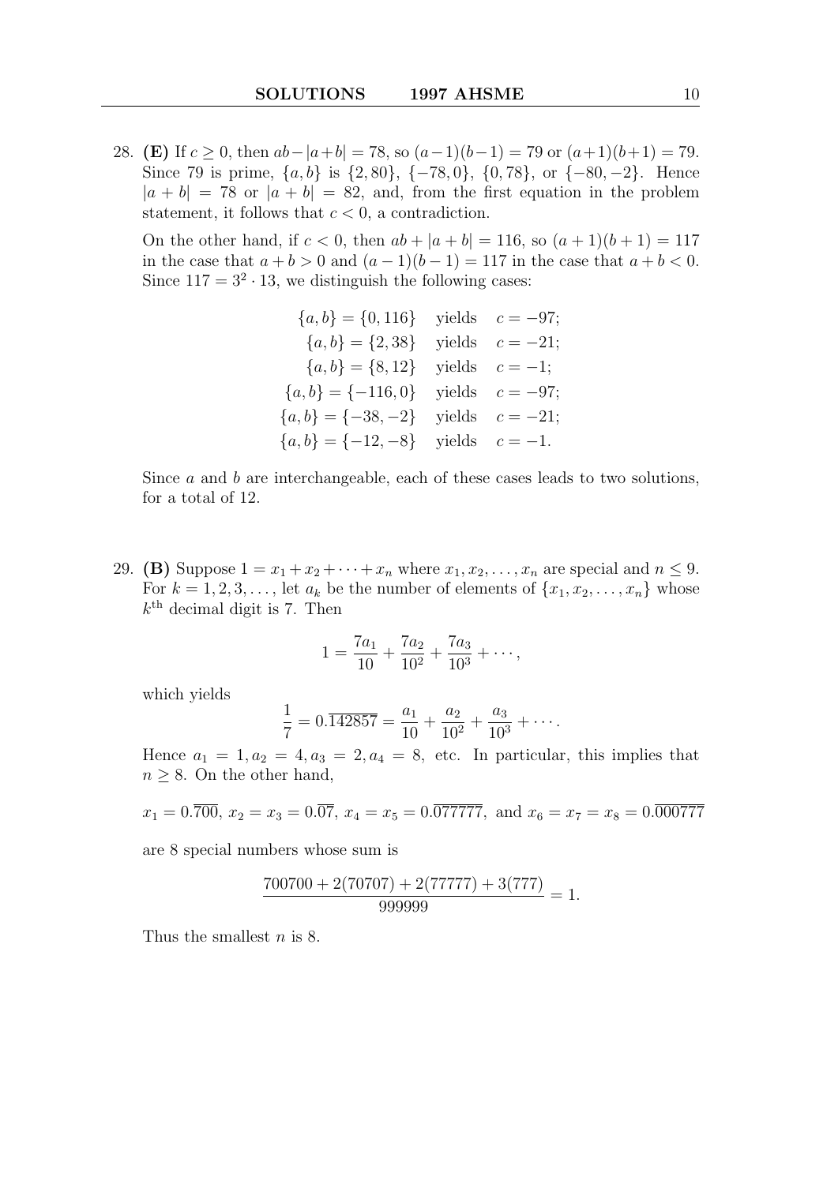28. **(E)** If $c \geq 0$, then $ab - |a+b| = 78$, so $(a-1)(b-1) = 79$ or $(a+1)(b+1) = 79$. Since 79 is prime, $\{a, b\}$ is $\{2, 80\}$, $\{-78, 0\}$, $\{0, 78\}$, or $\{-80, -2\}$. Hence $|a+b| = 78$ or $|a+b| = 82$, and, from the first equation in the problem statement, it follows that $c < 0$, a contradiction.

    On the other hand, if $c < 0$, then $ab + |a+b| = 116$, so $(a+1)(b+1) = 117$ in the case that $a + b > 0$ and $(a-1)(b-1) = 117$ in the case that $a + b < 0$. Since $117 = 3^2 \cdot 13$, we distinguish the following cases:

    $$\begin{aligned}
    \{a, b\} = \{0, 116\} &\quad \text{yields} \quad c = -97; \\
    \{a, b\} = \{2, 38\} &\quad \text{yields} \quad c = -21; \\
    \{a, b\} = \{8, 12\} &\quad \text{yields} \quad c = -1; \\
    \{a, b\} = \{-116, 0\} &\quad \text{yields} \quad c = -97; \\
    \{a, b\} = \{-38, -2\} &\quad \text{yields} \quad c = -21; \\
    \{a, b\} = \{-12, -8\} &\quad \text{yields} \quad c = -1.
    \end{aligned}$$

    Since $a$ and $b$ are interchangeable, each of these cases leads to two solutions, for a total of 12.

29. **(B)** Suppose $1 = x_1 + x_2 + \cdots + x_n$ where $x_1, x_2, \ldots, x_n$ are special and $n \leq 9$. For $k = 1, 2, 3, \ldots$, let $a_k$ be the number of elements of $\{x_1, x_2, \ldots, x_n\}$ whose $k^{\text{th}}$ decimal digit is 7. Then

    $$1 = \frac{7a_1}{10} + \frac{7a_2}{10^2} + \frac{7a_3}{10^3} + \cdots,$$

    which yields

    $$\frac{1}{7} = 0.\overline{142857} = \frac{a_1}{10} + \frac{a_2}{10^2} + \frac{a_3}{10^3} + \cdots.$$

    Hence $a_1 = 1, a_2 = 4, a_3 = 2, a_4 = 8$, etc. In particular, this implies that $n \geq 8$. On the other hand,

    $$x_1 = 0.\overline{700},\ x_2 = x_3 = 0.\overline{07},\ x_4 = x_5 = 0.\overline{077777},\ \text{and}\ x_6 = x_7 = x_8 = 0.\overline{000777}$$

    are 8 special numbers whose sum is

    $$\frac{700700 + 2(70707) + 2(77777) + 3(777)}{999999} = 1.$$

    Thus the smallest $n$ is 8.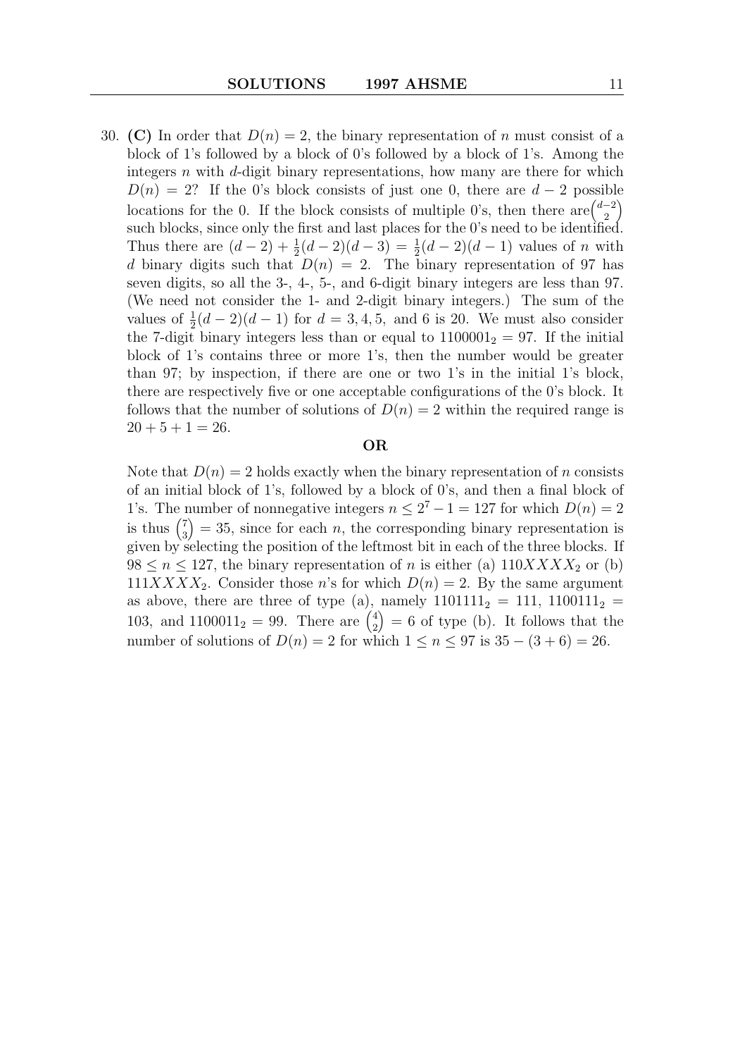30. **(C)** In order that $D(n) = 2$, the binary representation of $n$ must consist of a block of 1's followed by a block of 0's followed by a block of 1's. Among the integers $n$ with $d$-digit binary representations, how many are there for which $D(n) = 2$? If the 0's block consists of just one 0, there are $d - 2$ possible locations for the 0. If the block consists of multiple 0's, then there are $\binom{d-2}{2}$ such blocks, since only the first and last places for the 0's need to be identified. Thus there are $(d-2) + \frac{1}{2}(d-2)(d-3) = \frac{1}{2}(d-2)(d-1)$ values of $n$ with $d$ binary digits such that $D(n) = 2$. The binary representation of 97 has seven digits, so all the 3-, 4-, 5-, and 6-digit binary integers are less than 97. (We need not consider the 1- and 2-digit binary integers.) The sum of the values of $\frac{1}{2}(d-2)(d-1)$ for $d = 3, 4, 5,$ and 6 is 20. We must also consider the 7-digit binary integers less than or equal to $1100001_2 = 97$. If the initial block of 1's contains three or more 1's, then the number would be greater than 97; by inspection, if there are one or two 1's in the initial 1's block, there are respectively five or one acceptable configurations of the 0's block. It follows that the number of solutions of $D(n) = 2$ within the required range is $20 + 5 + 1 = 26$.

**OR**

Note that $D(n) = 2$ holds exactly when the binary representation of $n$ consists of an initial block of 1's, followed by a block of 0's, and then a final block of 1's. The number of nonnegative integers $n \le 2^7 - 1 = 127$ for which $D(n) = 2$ is thus $\binom{7}{3} = 35$, since for each $n$, the corresponding binary representation is given by selecting the position of the leftmost bit in each of the three blocks. If $98 \le n \le 127$, the binary representation of $n$ is either (a) $110XXXX_2$ or (b) $111XXXX_2$. Consider those $n$'s for which $D(n) = 2$. By the same argument as above, there are three of type (a), namely $1101111_2 = 111$, $1100111_2 = 103$, and $1100011_2 = 99$. There are $\binom{4}{2} = 6$ of type (b). It follows that the number of solutions of $D(n) = 2$ for which $1 \le n \le 97$ is $35 - (3 + 6) = 26$.